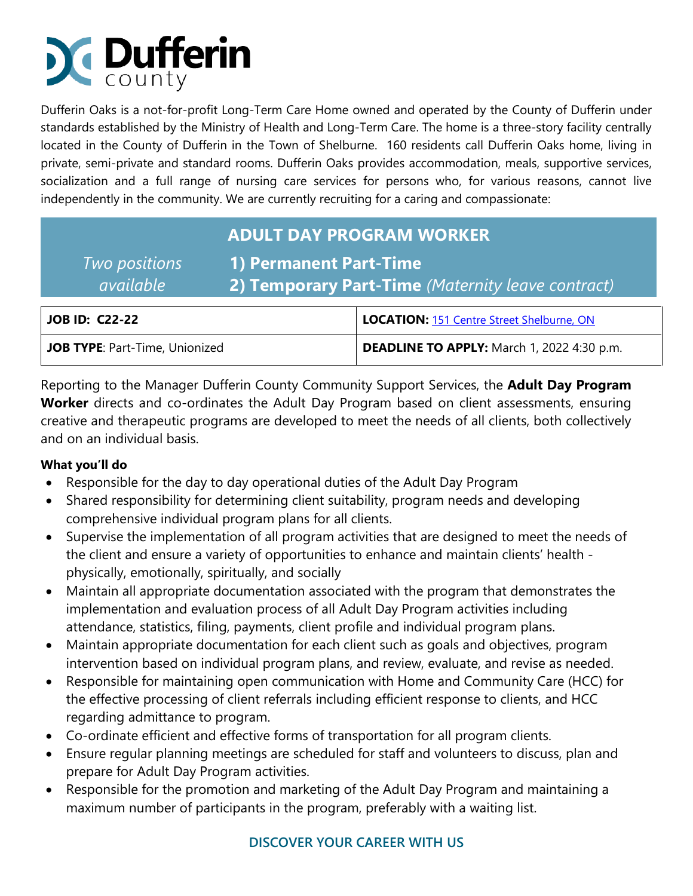# Dufferin county

Dufferin Oaks is a not-for-profit Long-Term Care Home owned and operated by the County of Dufferin under standards established by the Ministry of Health and Long-Term Care. The home is a three-story facility centrally located in the County of Dufferin in the Town of Shelburne. 160 residents call Dufferin Oaks home, living in private, semi-private and standard rooms. Dufferin Oaks provides accommodation, meals, supportive services, socialization and a full range of nursing care services for persons who, for various reasons, cannot live independently in the community. We are currently recruiting for a caring and compassionate:

## ADULT DAY PROGRAM WORKER

*Two positions available*

**1) Permanent Part-Time**

**2) Temporary Part-Time** *(Maternity leave contract)*

| **JOB ID: C22-22** | **LOCATION:** [151 Centre Street Shelburne, ON](#) |
|---|---|
| **JOB TYPE**: Part-Time, Unionized | **DEADLINE TO APPLY:** March 1, 2022 4:30 p.m. |

Reporting to the Manager Dufferin County Community Support Services, the **Adult Day Program Worker** directs and co-ordinates the Adult Day Program based on client assessments, ensuring creative and therapeutic programs are developed to meet the needs of all clients, both collectively and on an individual basis.

**What you'll do**

- Responsible for the day to day operational duties of the Adult Day Program
- Shared responsibility for determining client suitability, program needs and developing comprehensive individual program plans for all clients.
- Supervise the implementation of all program activities that are designed to meet the needs of the client and ensure a variety of opportunities to enhance and maintain clients' health - physically, emotionally, spiritually, and socially
- Maintain all appropriate documentation associated with the program that demonstrates the implementation and evaluation process of all Adult Day Program activities including attendance, statistics, filing, payments, client profile and individual program plans.
- Maintain appropriate documentation for each client such as goals and objectives, program intervention based on individual program plans, and review, evaluate, and revise as needed.
- Responsible for maintaining open communication with Home and Community Care (HCC) for the effective processing of client referrals including efficient response to clients, and HCC regarding admittance to program.
- Co-ordinate efficient and effective forms of transportation for all program clients.
- Ensure regular planning meetings are scheduled for staff and volunteers to discuss, plan and prepare for Adult Day Program activities.
- Responsible for the promotion and marketing of the Adult Day Program and maintaining a maximum number of participants in the program, preferably with a waiting list.

**DISCOVER YOUR CAREER WITH US**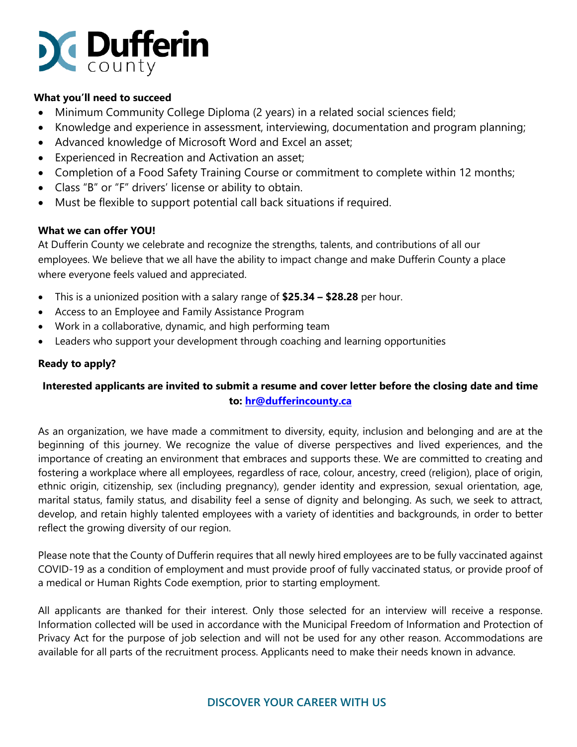### What you'll need to succeed

- Minimum Community College Diploma (2 years) in a related social sciences field;
- Knowledge and experience in assessment, interviewing, documentation and program planning;
- Advanced knowledge of Microsoft Word and Excel an asset;
- Experienced in Recreation and Activation an asset;
- Completion of a Food Safety Training Course or commitment to complete within 12 months;
- Class "B" or "F" drivers' license or ability to obtain.
- Must be flexible to support potential call back situations if required.

### What we can offer YOU!

At Dufferin County we celebrate and recognize the strengths, talents, and contributions of all our employees. We believe that we all have the ability to impact change and make Dufferin County a place where everyone feels valued and appreciated.

- This is a unionized position with a salary range of **$25.34 – $28.28** per hour.
- Access to an Employee and Family Assistance Program
- Work in a collaborative, dynamic, and high performing team
- Leaders who support your development through coaching and learning opportunities

### Ready to apply?

**Interested applicants are invited to submit a resume and cover letter before the closing date and time to: hr@dufferincounty.ca**

As an organization, we have made a commitment to diversity, equity, inclusion and belonging and are at the beginning of this journey. We recognize the value of diverse perspectives and lived experiences, and the importance of creating an environment that embraces and supports these. We are committed to creating and fostering a workplace where all employees, regardless of race, colour, ancestry, creed (religion), place of origin, ethnic origin, citizenship, sex (including pregnancy), gender identity and expression, sexual orientation, age, marital status, family status, and disability feel a sense of dignity and belonging. As such, we seek to attract, develop, and retain highly talented employees with a variety of identities and backgrounds, in order to better reflect the growing diversity of our region.

Please note that the County of Dufferin requires that all newly hired employees are to be fully vaccinated against COVID-19 as a condition of employment and must provide proof of fully vaccinated status, or provide proof of a medical or Human Rights Code exemption, prior to starting employment.

All applicants are thanked for their interest. Only those selected for an interview will receive a response. Information collected will be used in accordance with the Municipal Freedom of Information and Protection of Privacy Act for the purpose of job selection and will not be used for any other reason. Accommodations are available for all parts of the recruitment process. Applicants need to make their needs known in advance.

**DISCOVER YOUR CAREER WITH US**